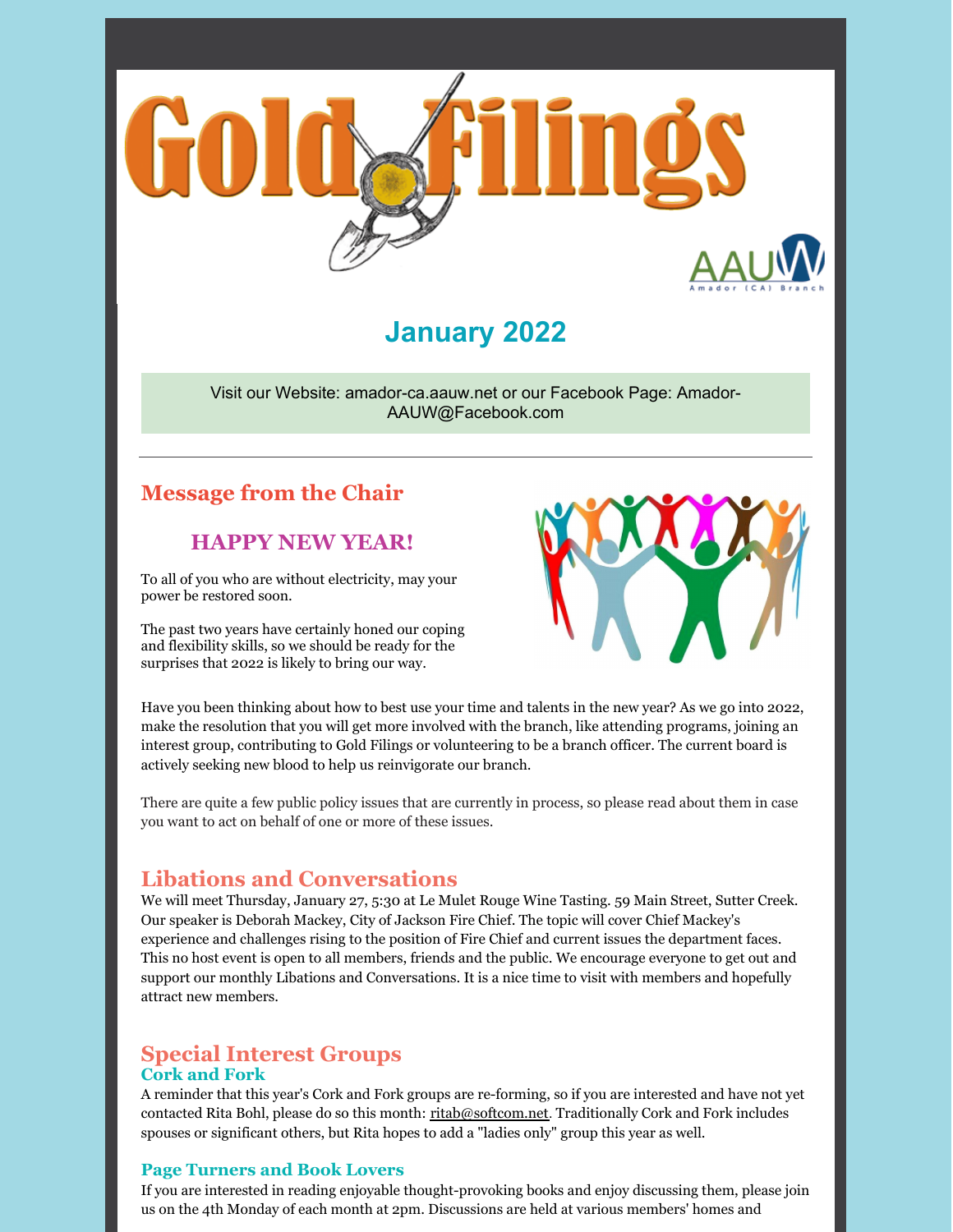# Gold Filings

AAUW Amador (CA) Branch

## January 2022

Visit our Website: amador-ca.aauw.net or our Facebook Page: Amador-AAUW@Facebook.com

---

## Message from the Chair

### HAPPY NEW YEAR!

To all of you who are without electricity, may your power be restored soon.

The past two years have certainly honed our coping and flexibility skills, so we should be ready for the surprises that 2022 is likely to bring our way.

Have you been thinking about how to best use your time and talents in the new year? As we go into 2022, make the resolution that you will get more involved with the branch, like attending programs, joining an interest group, contributing to Gold Filings or volunteering to be a branch officer. The current board is actively seeking new blood to help us reinvigorate our branch.

There are quite a few public policy issues that are currently in process, so please read about them in case you want to act on behalf of one or more of these issues.

## Libations and Conversations

We will meet Thursday, January 27, 5:30 at Le Mulet Rouge Wine Tasting. 59 Main Street, Sutter Creek. Our speaker is Deborah Mackey, City of Jackson Fire Chief. The topic will cover Chief Mackey's experience and challenges rising to the position of Fire Chief and current issues the department faces. This no host event is open to all members, friends and the public. We encourage everyone to get out and support our monthly Libations and Conversations. It is a nice time to visit with members and hopefully attract new members.

## Special Interest Groups

### Cork and Fork

A reminder that this year's Cork and Fork groups are re-forming, so if you are interested and have not yet contacted Rita Bohl, please do so this month: ritab@softcom.net. Traditionally Cork and Fork includes spouses or significant others, but Rita hopes to add a "ladies only" group this year as well.

### Page Turners and Book Lovers

If you are interested in reading enjoyable thought-provoking books and enjoy discussing them, please join us on the 4th Monday of each month at 2pm. Discussions are held at various members' homes and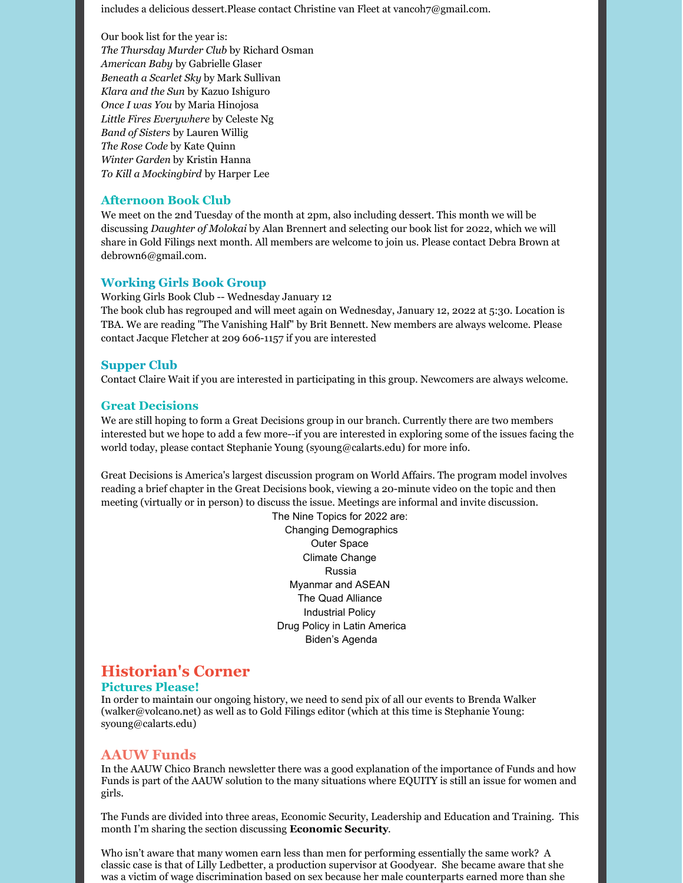includes a delicious dessert.Please contact Christine van Fleet at vancoh7@gmail.com.

Our book list for the year is:
*The Thursday Murder Club* by Richard Osman
*American Baby* by Gabrielle Glaser
*Beneath a Scarlet Sky* by Mark Sullivan
*Klara and the Sun* by Kazuo Ishiguro
*Once I was You* by Maria Hinojosa
*Little Fires Everywhere* by Celeste Ng
*Band of Sisters* by Lauren Willig
*The Rose Code* by Kate Quinn
*Winter Garden* by Kristin Hanna
*To Kill a Mockingbird* by Harper Lee

### Afternoon Book Club

We meet on the 2nd Tuesday of the month at 2pm, also including dessert. This month we will be discussing *Daughter of Molokai* by Alan Brennert and selecting our book list for 2022, which we will share in Gold Filings next month. All members are welcome to join us. Please contact Debra Brown at debrown6@gmail.com.

### Working Girls Book Group

Working Girls Book Club -- Wednesday January 12
The book club has regrouped and will meet again on Wednesday, January 12, 2022 at 5:30. Location is TBA. We are reading "The Vanishing Half" by Brit Bennett. New members are always welcome. Please contact Jacque Fletcher at 209 606-1157 if you are interested

### Supper Club

Contact Claire Wait if you are interested in participating in this group. Newcomers are always welcome.

### Great Decisions

We are still hoping to form a Great Decisions group in our branch. Currently there are two members interested but we hope to add a few more--if you are interested in exploring some of the issues facing the world today, please contact Stephanie Young (syoung@calarts.edu) for more info.

Great Decisions is America's largest discussion program on World Affairs. The program model involves reading a brief chapter in the Great Decisions book, viewing a 20-minute video on the topic and then meeting (virtually or in person) to discuss the issue. Meetings are informal and invite discussion.

The Nine Topics for 2022 are:
Changing Demographics
Outer Space
Climate Change
Russia
Myanmar and ASEAN
The Quad Alliance
Industrial Policy
Drug Policy in Latin America
Biden's Agenda

## Historian's Corner

### Pictures Please!

In order to maintain our ongoing history, we need to send pix of all our events to Brenda Walker (walker@volcano.net) as well as to Gold Filings editor (which at this time is Stephanie Young: syoung@calarts.edu)

## AAUW Funds

In the AAUW Chico Branch newsletter there was a good explanation of the importance of Funds and how Funds is part of the AAUW solution to the many situations where EQUITY is still an issue for women and girls.

The Funds are divided into three areas, Economic Security, Leadership and Education and Training. This month I'm sharing the section discussing **Economic Security**.

Who isn't aware that many women earn less than men for performing essentially the same work? A classic case is that of Lilly Ledbetter, a production supervisor at Goodyear. She became aware that she was a victim of wage discrimination based on sex because her male counterparts earned more than she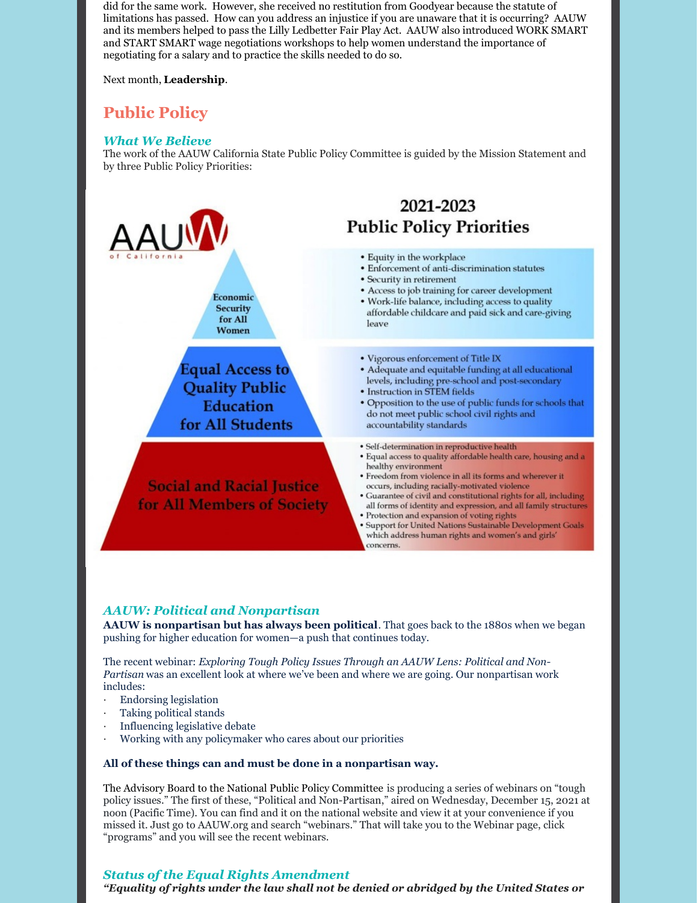did for the same work. However, she received no restitution from Goodyear because the statute of limitations has passed. How can you address an injustice if you are unaware that it is occurring? AAUW and its members helped to pass the Lilly Ledbetter Fair Play Act. AAUW also introduced WORK SMART and START SMART wage negotiations workshops to help women understand the importance of negotiating for a salary and to practice the skills needed to do so.

Next month, **Leadership**.

## Public Policy

### *What We Believe*

The work of the AAUW California State Public Policy Committee is guided by the Mission Statement and by three Public Policy Priorities:

AAUW of California

**2021-2023 Public Policy Priorities**

**Economic Security for All Women**

- Equity in the workplace
- Enforcement of anti-discrimination statutes
- Security in retirement
- Access to job training for career development
- Work-life balance, including access to quality affordable childcare and paid sick and care-giving leave

**Equal Access to Quality Public Education for All Students**

- Vigorous enforcement of Title IX
- Adequate and equitable funding at all educational levels, including pre-school and post-secondary
- Instruction in STEM fields
- Opposition to the use of public funds for schools that do not meet public school civil rights and accountability standards

**Social and Racial Justice for All Members of Society**

- Self-determination in reproductive health
- Equal access to quality affordable health care, housing and a healthy environment
- Freedom from violence in all its forms and wherever it occurs, including racially-motivated violence
- Guarantee of civil and constitutional rights for all, including all forms of identity and expression, and all family structures
- Protection and expansion of voting rights
- Support for United Nations Sustainable Development Goals which address human rights and women's and girls' concerns.

### *AAUW: Political and Nonpartisan*

**AAUW is nonpartisan but has always been political**. That goes back to the 1880s when we began pushing for higher education for women—a push that continues today.

The recent webinar: *Exploring Tough Policy Issues Through an AAUW Lens: Political and Non-Partisan* was an excellent look at where we've been and where we are going. Our nonpartisan work includes:

- Endorsing legislation
- Taking political stands
- Influencing legislative debate
- Working with any policymaker who cares about our priorities

**All of these things can and must be done in a nonpartisan way.**

The Advisory Board to the National Public Policy Committee is producing a series of webinars on "tough policy issues." The first of these, "Political and Non-Partisan," aired on Wednesday, December 15, 2021 at noon (Pacific Time). You can find and it on the national website and view it at your convenience if you missed it. Just go to AAUW.org and search "webinars." That will take you to the Webinar page, click "programs" and you will see the recent webinars.

### *Status of the Equal Rights Amendment*

***"Equality of rights under the law shall not be denied or abridged by the United States or***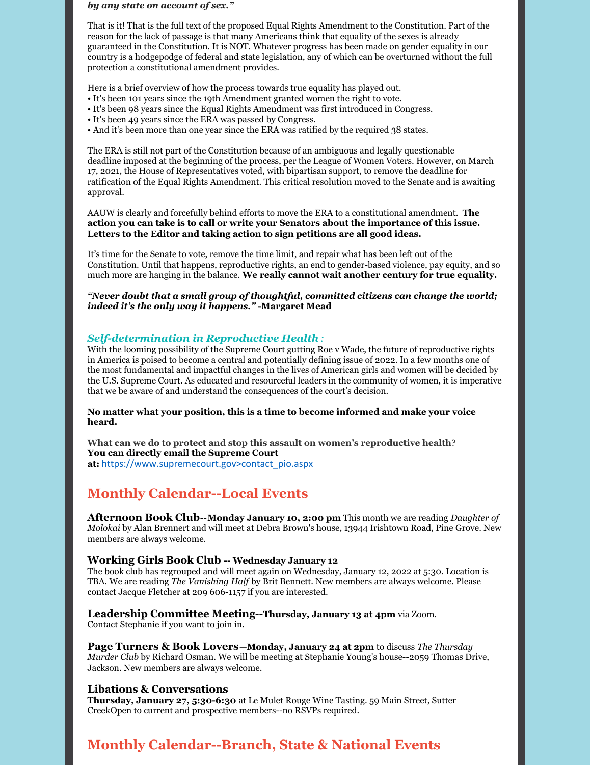***by any state on account of sex."***

That is it! That is the full text of the proposed Equal Rights Amendment to the Constitution. Part of the reason for the lack of passage is that many Americans think that equality of the sexes is already guaranteed in the Constitution. It is NOT. Whatever progress has been made on gender equality in our country is a hodgepodge of federal and state legislation, any of which can be overturned without the full protection a constitutional amendment provides.

Here is a brief overview of how the process towards true equality has played out.
• It's been 101 years since the 19th Amendment granted women the right to vote.
• It's been 98 years since the Equal Rights Amendment was first introduced in Congress.
• It's been 49 years since the ERA was passed by Congress.
• And it's been more than one year since the ERA was ratified by the required 38 states.

The ERA is still not part of the Constitution because of an ambiguous and legally questionable deadline imposed at the beginning of the process, per the League of Women Voters. However, on March 17, 2021, the House of Representatives voted, with bipartisan support, to remove the deadline for ratification of the Equal Rights Amendment. This critical resolution moved to the Senate and is awaiting approval.

AAUW is clearly and forcefully behind efforts to move the ERA to a constitutional amendment. **The action you can take is to call or write your Senators about the importance of this issue. Letters to the Editor and taking action to sign petitions are all good ideas.**

It's time for the Senate to vote, remove the time limit, and repair what has been left out of the Constitution. Until that happens, reproductive rights, an end to gender-based violence, pay equity, and so much more are hanging in the balance. **We really cannot wait another century for true equality.**

***"Never doubt that a small group of thoughtful, committed citizens can change the world; indeed it's the only way it happens."* -Margaret Mead**

### *Self-determination in Reproductive Health :*

With the looming possibility of the Supreme Court gutting Roe v Wade, the future of reproductive rights in America is poised to become a central and potentially defining issue of 2022. In a few months one of the most fundamental and impactful changes in the lives of American girls and women will be decided by the U.S. Supreme Court. As educated and resourceful leaders in the community of women, it is imperative that we be aware of and understand the consequences of the court's decision.

**No matter what your position, this is a time to become informed and make your voice heard.**

**What can we do to protect and stop this assault on women's reproductive health**?
**You can directly email the Supreme Court at:** https://www.supremecourt.gov>contact_pio.aspx

## Monthly Calendar--Local Events

**Afternoon Book Club--Monday January 10, 2:00 pm** This month we are reading *Daughter of Molokai* by Alan Brennert and will meet at Debra Brown's house, 13944 Irishtown Road, Pine Grove. New members are always welcome.

**Working Girls Book Club -- Wednesday January 12**
The book club has regrouped and will meet again on Wednesday, January 12, 2022 at 5:30. Location is TBA. We are reading *The Vanishing Half* by Brit Bennett. New members are always welcome. Please contact Jacque Fletcher at 209 606-1157 if you are interested.

**Leadership Committee Meeting--Thursday, January 13 at 4pm** via Zoom.
Contact Stephanie if you want to join in.

**Page Turners & Book Lovers—Monday, January 24 at 2pm** to discuss *The Thursday Murder Club* by Richard Osman. We will be meeting at Stephanie Young's house--2059 Thomas Drive, Jackson. New members are always welcome.

**Libations & Conversations**
**Thursday, January 27, 5:30-6:30** at Le Mulet Rouge Wine Tasting. 59 Main Street, Sutter CreekOpen to current and prospective members--no RSVPs required.

## Monthly Calendar--Branch, State & National Events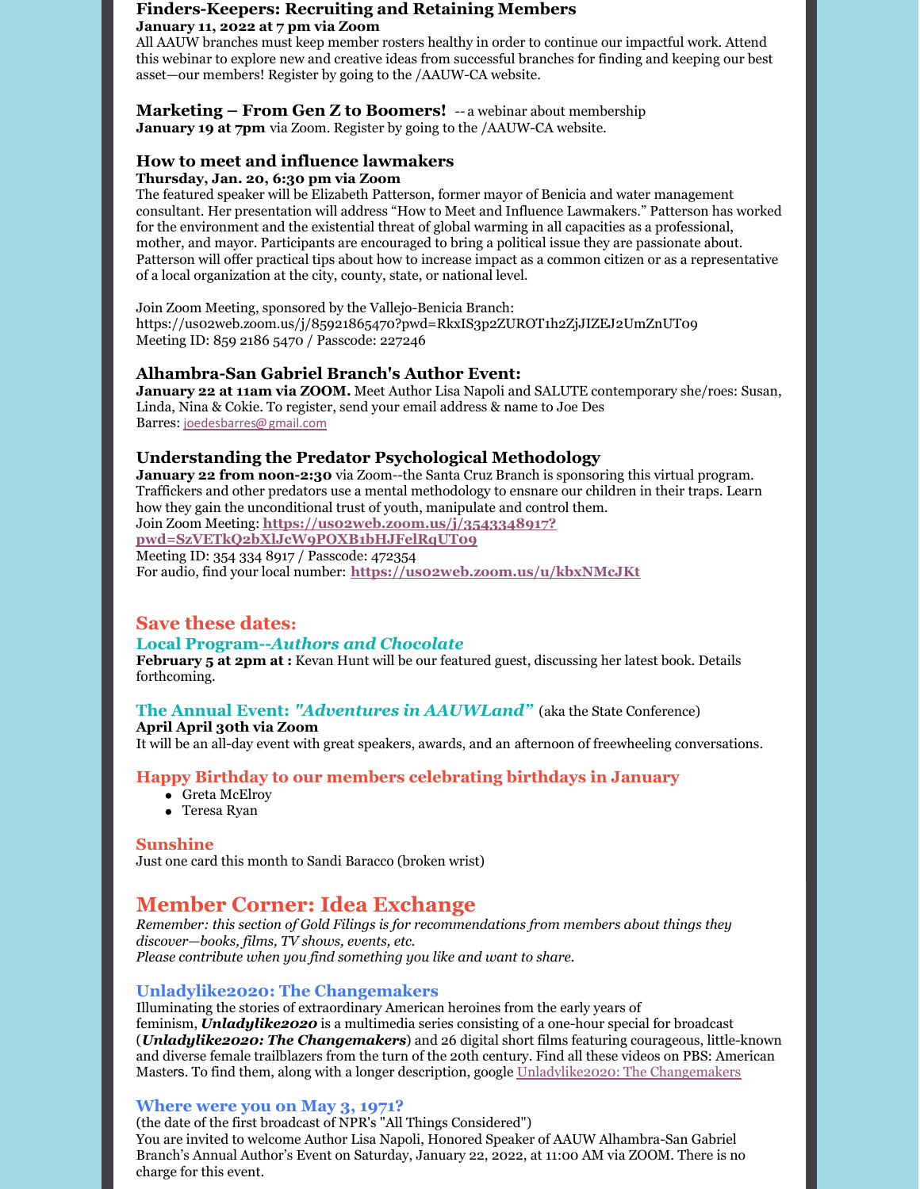### Finders-Keepers: Recruiting and Retaining Members

**January 11, 2022 at 7 pm via Zoom**

All AAUW branches must keep member rosters healthy in order to continue our impactful work. Attend this webinar to explore new and creative ideas from successful branches for finding and keeping our best asset—our members! Register by going to the /AAUW-CA website.

### Marketing – From Gen Z to Boomers! -- a webinar about membership

**January 19 at 7pm** via Zoom. Register by going to the /AAUW-CA website.

### How to meet and influence lawmakers

**Thursday, Jan. 20, 6:30 pm via Zoom**

The featured speaker will be Elizabeth Patterson, former mayor of Benicia and water management consultant. Her presentation will address "How to Meet and Influence Lawmakers." Patterson has worked for the environment and the existential threat of global warming in all capacities as a professional, mother, and mayor. Participants are encouraged to bring a political issue they are passionate about. Patterson will offer practical tips about how to increase impact as a common citizen or as a representative of a local organization at the city, county, state, or national level.

Join Zoom Meeting, sponsored by the Vallejo-Benicia Branch:
https://us02web.zoom.us/j/85921865470?pwd=RkxIS3p2ZUROT1h2ZjJIZEJ2UmZnUT09
Meeting ID: 859 2186 5470 / Passcode: 227246

### Alhambra-San Gabriel Branch's Author Event:

**January 22 at 11am via ZOOM.** Meet Author Lisa Napoli and SALUTE contemporary she/roes: Susan, Linda, Nina & Cokie. To register, send your email address & name to Joe Des Barres: joedesbarres@gmail.com

### Understanding the Predator Psychological Methodology

**January 22 from noon-2:30** via Zoom--the Santa Cruz Branch is sponsoring this virtual program. Traffickers and other predators use a mental methodology to ensnare our children in their traps. Learn how they gain the unconditional trust of youth, manipulate and control them.
Join Zoom Meeting: **https://us02web.zoom.us/j/3543348917?pwd=SzVETkQ2bXlJcW9POXB1bHJFelRqUT09**
Meeting ID: 354 334 8917 / Passcode: 472354
For audio, find your local number: **https://us02web.zoom.us/u/kbxNMcJKt**

## Save these dates:

### Local Program--*Authors and Chocolate*

**February 5 at 2pm at :** Kevan Hunt will be our featured guest, discussing her latest book. Details forthcoming.

### The Annual Event: *"Adventures in AAUWLand"* (aka the State Conference)

**April April 30th via Zoom**

It will be an all-day event with great speakers, awards, and an afternoon of freewheeling conversations.

### Happy Birthday to our members celebrating birthdays in January

- Greta McElroy
- Teresa Ryan

### Sunshine

Just one card this month to Sandi Baracco (broken wrist)

## Member Corner: Idea Exchange

*Remember: this section of Gold Filings is for recommendations from members about things they discover—books, films, TV shows, events, etc.*
*Please contribute when you find something you like and want to share.*

### Unladylike2020: The Changemakers

Illuminating the stories of extraordinary American heroines from the early years of feminism, ***Unladylike2020*** is a multimedia series consisting of a one-hour special for broadcast (***Unladylike2020: The Changemakers***) and 26 digital short films featuring courageous, little-known and diverse female trailblazers from the turn of the 20th century. Find all these videos on PBS: American Masters. To find them, along with a longer description, google Unladylike2020: The Changemakers

### Where were you on May 3, 1971?

(the date of the first broadcast of NPR's "All Things Considered")
You are invited to welcome Author Lisa Napoli, Honored Speaker of AAUW Alhambra-San Gabriel Branch's Annual Author's Event on Saturday, January 22, 2022, at 11:00 AM via ZOOM. There is no charge for this event.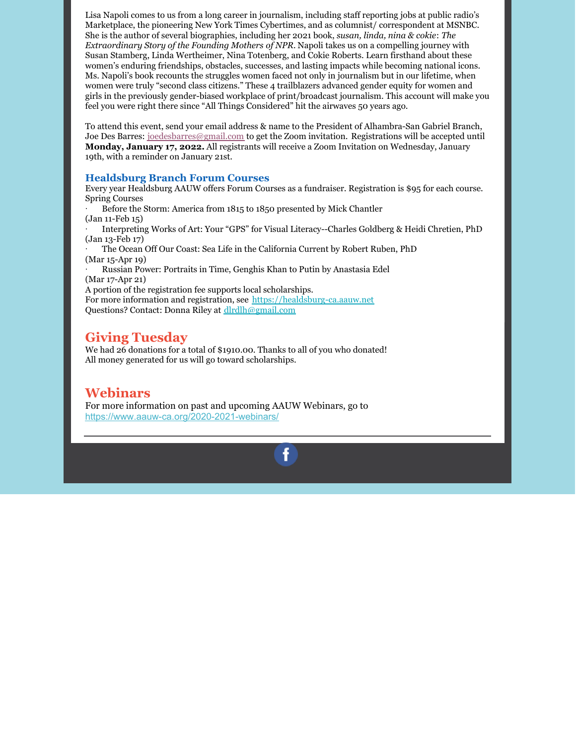Lisa Napoli comes to us from a long career in journalism, including staff reporting jobs at public radio's Marketplace, the pioneering New York Times Cybertimes, and as columnist/ correspondent at MSNBC. She is the author of several biographies, including her 2021 book, *susan, linda, nina & cokie*: *The Extraordinary Story of the Founding Mothers of NPR*. Napoli takes us on a compelling journey with Susan Stamberg, Linda Wertheimer, Nina Totenberg, and Cokie Roberts. Learn firsthand about these women's enduring friendships, obstacles, successes, and lasting impacts while becoming national icons. Ms. Napoli's book recounts the struggles women faced not only in journalism but in our lifetime, when women were truly "second class citizens." These 4 trailblazers advanced gender equity for women and girls in the previously gender-biased workplace of print/broadcast journalism. This account will make you feel you were right there since "All Things Considered" hit the airwaves 50 years ago.

To attend this event, send your email address & name to the President of Alhambra-San Gabriel Branch, Joe Des Barres: joedesbarres@gmail.com to get the Zoom invitation. Registrations will be accepted until **Monday, January 17, 2022.** All registrants will receive a Zoom Invitation on Wednesday, January 19th, with a reminder on January 21st.

### Healdsburg Branch Forum Courses

Every year Healdsburg AAUW offers Forum Courses as a fundraiser. Registration is $95 for each course.
Spring Courses

- Before the Storm: America from 1815 to 1850 presented by Mick Chantler
(Jan 11-Feb 15)
- Interpreting Works of Art: Your "GPS" for Visual Literacy--Charles Goldberg & Heidi Chretien, PhD
(Jan 13-Feb 17)
- The Ocean Off Our Coast: Sea Life in the California Current by Robert Ruben, PhD
(Mar 15-Apr 19)
- Russian Power: Portraits in Time, Genghis Khan to Putin by Anastasia Edel
(Mar 17-Apr 21)

A portion of the registration fee supports local scholarships.
For more information and registration, see https://healdsburg-ca.aauw.net
Questions? Contact: Donna Riley at dlrdlh@gmail.com

## Giving Tuesday

We had 26 donations for a total of $1910.00. Thanks to all of you who donated!
All money generated for us will go toward scholarships.

## Webinars

For more information on past and upcoming AAUW Webinars, go to
https://www.aauw-ca.org/2020-2021-webinars/